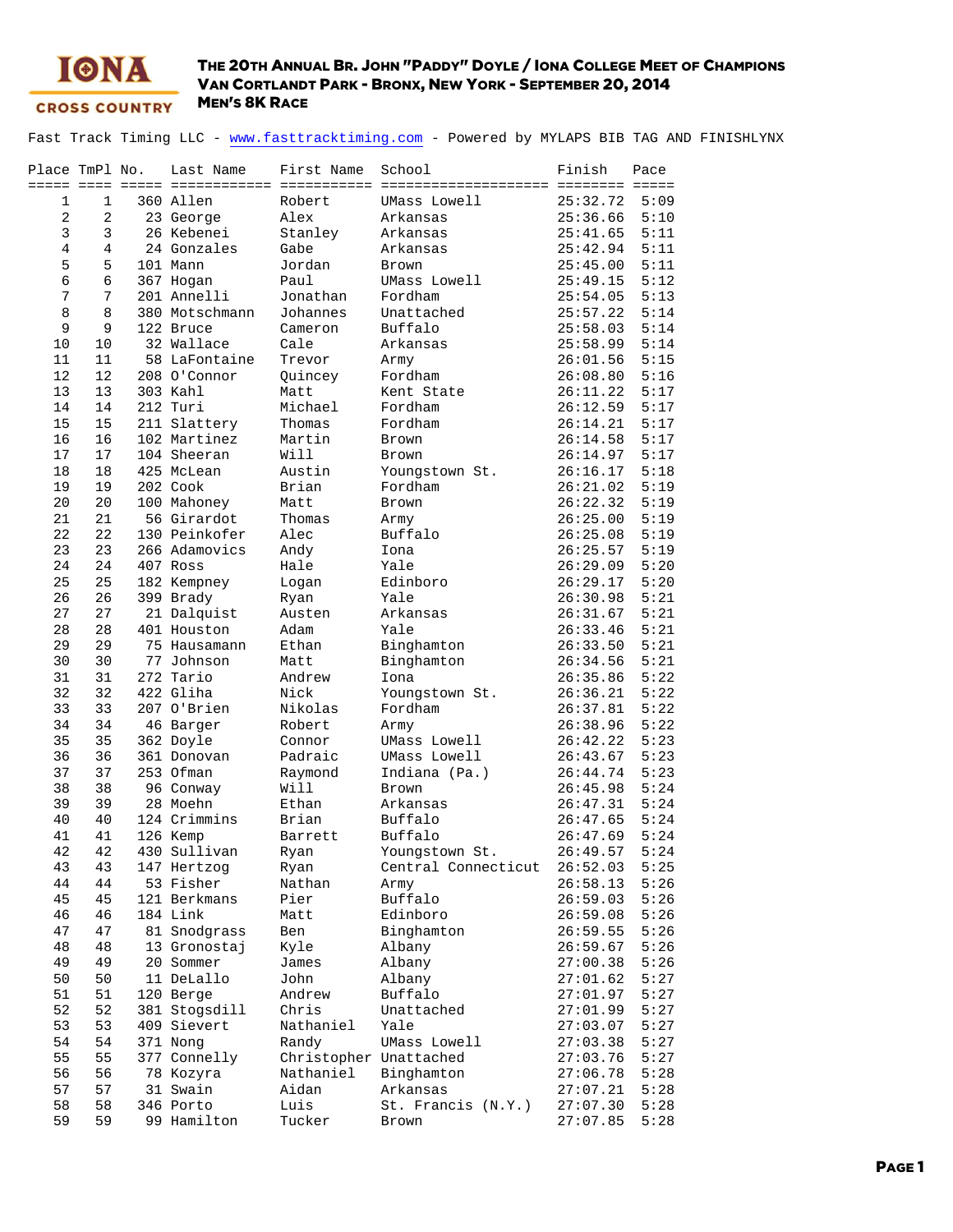IONA CROSS COUNTRY

# The 20th Annual Br. John "Paddy" Doyle / Iona College Meet of Champions
## Van Cortlandt Park - Bronx, New York - September 20, 2014
## Men's 8K Race

Fast Track Timing LLC - www.fasttracktiming.com - Powered by MYLAPS BIB TAG AND FINISHLYNX

| Place | TmPl | No. | Last Name | First Name | School | Finish | Pace |
|---|---|---|---|---|---|---|---|
| 1 | 1 | 360 | Allen | Robert | UMass Lowell | 25:32.72 | 5:09 |
| 2 | 2 | 23 | George | Alex | Arkansas | 25:36.66 | 5:10 |
| 3 | 3 | 26 | Kebenei | Stanley | Arkansas | 25:41.65 | 5:11 |
| 4 | 4 | 24 | Gonzales | Gabe | Arkansas | 25:42.94 | 5:11 |
| 5 | 5 | 101 | Mann | Jordan | Brown | 25:45.00 | 5:11 |
| 6 | 6 | 367 | Hogan | Paul | UMass Lowell | 25:49.15 | 5:12 |
| 7 | 7 | 201 | Annelli | Jonathan | Fordham | 25:54.05 | 5:13 |
| 8 | 8 | 380 | Motschmann | Johannes | Unattached | 25:57.22 | 5:14 |
| 9 | 9 | 122 | Bruce | Cameron | Buffalo | 25:58.03 | 5:14 |
| 10 | 10 | 32 | Wallace | Cale | Arkansas | 25:58.99 | 5:14 |
| 11 | 11 | 58 | LaFontaine | Trevor | Army | 26:01.56 | 5:15 |
| 12 | 12 | 208 | O'Connor | Quincey | Fordham | 26:08.80 | 5:16 |
| 13 | 13 | 303 | Kahl | Matt | Kent State | 26:11.22 | 5:17 |
| 14 | 14 | 212 | Turi | Michael | Fordham | 26:12.59 | 5:17 |
| 15 | 15 | 211 | Slattery | Thomas | Fordham | 26:14.21 | 5:17 |
| 16 | 16 | 102 | Martinez | Martin | Brown | 26:14.58 | 5:17 |
| 17 | 17 | 104 | Sheeran | Will | Brown | 26:14.97 | 5:17 |
| 18 | 18 | 425 | McLean | Austin | Youngstown St. | 26:16.17 | 5:18 |
| 19 | 19 | 202 | Cook | Brian | Fordham | 26:21.02 | 5:19 |
| 20 | 20 | 100 | Mahoney | Matt | Brown | 26:22.32 | 5:19 |
| 21 | 21 | 56 | Girardot | Thomas | Army | 26:25.00 | 5:19 |
| 22 | 22 | 130 | Peinkofer | Alec | Buffalo | 26:25.08 | 5:19 |
| 23 | 23 | 266 | Adamovics | Andy | Iona | 26:25.57 | 5:19 |
| 24 | 24 | 407 | Ross | Hale | Yale | 26:29.09 | 5:20 |
| 25 | 25 | 182 | Kempney | Logan | Edinboro | 26:29.17 | 5:20 |
| 26 | 26 | 399 | Brady | Ryan | Yale | 26:30.98 | 5:21 |
| 27 | 27 | 21 | Dalquist | Austen | Arkansas | 26:31.67 | 5:21 |
| 28 | 28 | 401 | Houston | Adam | Yale | 26:33.46 | 5:21 |
| 29 | 29 | 75 | Hausamann | Ethan | Binghamton | 26:33.50 | 5:21 |
| 30 | 30 | 77 | Johnson | Matt | Binghamton | 26:34.56 | 5:21 |
| 31 | 31 | 272 | Tario | Andrew | Iona | 26:35.86 | 5:22 |
| 32 | 32 | 422 | Gliha | Nick | Youngstown St. | 26:36.21 | 5:22 |
| 33 | 33 | 207 | O'Brien | Nikolas | Fordham | 26:37.81 | 5:22 |
| 34 | 34 | 46 | Barger | Robert | Army | 26:38.96 | 5:22 |
| 35 | 35 | 362 | Doyle | Connor | UMass Lowell | 26:42.22 | 5:23 |
| 36 | 36 | 361 | Donovan | Padraic | UMass Lowell | 26:43.67 | 5:23 |
| 37 | 37 | 253 | Ofman | Raymond | Indiana (Pa.) | 26:44.74 | 5:23 |
| 38 | 38 | 96 | Conway | Will | Brown | 26:45.98 | 5:24 |
| 39 | 39 | 28 | Moehn | Ethan | Arkansas | 26:47.31 | 5:24 |
| 40 | 40 | 124 | Crimmins | Brian | Buffalo | 26:47.65 | 5:24 |
| 41 | 41 | 126 | Kemp | Barrett | Buffalo | 26:47.69 | 5:24 |
| 42 | 42 | 430 | Sullivan | Ryan | Youngstown St. | 26:49.57 | 5:24 |
| 43 | 43 | 147 | Hertzog | Ryan | Central Connecticut | 26:52.03 | 5:25 |
| 44 | 44 | 53 | Fisher | Nathan | Army | 26:58.13 | 5:26 |
| 45 | 45 | 121 | Berkmans | Pier | Buffalo | 26:59.03 | 5:26 |
| 46 | 46 | 184 | Link | Matt | Edinboro | 26:59.08 | 5:26 |
| 47 | 47 | 81 | Snodgrass | Ben | Binghamton | 26:59.55 | 5:26 |
| 48 | 48 | 13 | Gronostaj | Kyle | Albany | 26:59.67 | 5:26 |
| 49 | 49 | 20 | Sommer | James | Albany | 27:00.38 | 5:26 |
| 50 | 50 | 11 | DeLallo | John | Albany | 27:01.62 | 5:27 |
| 51 | 51 | 120 | Berge | Andrew | Buffalo | 27:01.97 | 5:27 |
| 52 | 52 | 381 | Stogsdill | Chris | Unattached | 27:01.99 | 5:27 |
| 53 | 53 | 409 | Sievert | Nathaniel | Yale | 27:03.07 | 5:27 |
| 54 | 54 | 371 | Nong | Randy | UMass Lowell | 27:03.38 | 5:27 |
| 55 | 55 | 377 | Connelly | Christopher | Unattached | 27:03.76 | 5:27 |
| 56 | 56 | 78 | Kozyra | Nathaniel | Binghamton | 27:06.78 | 5:28 |
| 57 | 57 | 31 | Swain | Aidan | Arkansas | 27:07.21 | 5:28 |
| 58 | 58 | 346 | Porto | Luis | St. Francis (N.Y.) | 27:07.30 | 5:28 |
| 59 | 59 | 99 | Hamilton | Tucker | Brown | 27:07.85 | 5:28 |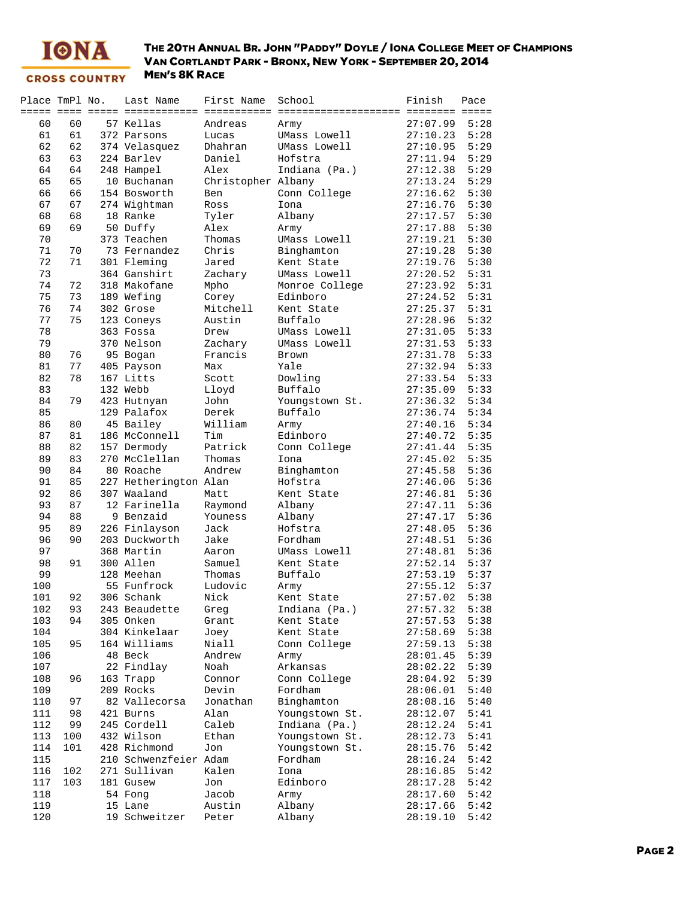# The 20th Annual Br. John "Paddy" Doyle / Iona College Meet of Champions

## Van Cortlandt Park - Bronx, New York - September 20, 2014

## Men's 8K Race

| Place | TmPl | No. | Last Name | First Name | School | Finish | Pace |
|---|---|---|---|---|---|---|---|
| 60 | 60 | 57 | Kellas | Andreas | Army | 27:07.99 | 5:28 |
| 61 | 61 | 372 | Parsons | Lucas | UMass Lowell | 27:10.23 | 5:28 |
| 62 | 62 | 374 | Velasquez | Dhahran | UMass Lowell | 27:10.95 | 5:29 |
| 63 | 63 | 224 | Barlev | Daniel | Hofstra | 27:11.94 | 5:29 |
| 64 | 64 | 248 | Hampel | Alex | Indiana (Pa.) | 27:12.38 | 5:29 |
| 65 | 65 | 10 | Buchanan | Christopher | Albany | 27:13.24 | 5:29 |
| 66 | 66 | 154 | Bosworth | Ben | Conn College | 27:16.62 | 5:30 |
| 67 | 67 | 274 | Wightman | Ross | Iona | 27:16.76 | 5:30 |
| 68 | 68 | 18 | Ranke | Tyler | Albany | 27:17.57 | 5:30 |
| 69 | 69 | 50 | Duffy | Alex | Army | 27:17.88 | 5:30 |
| 70 | | 373 | Teachen | Thomas | UMass Lowell | 27:19.21 | 5:30 |
| 71 | 70 | 73 | Fernandez | Chris | Binghamton | 27:19.28 | 5:30 |
| 72 | 71 | 301 | Fleming | Jared | Kent State | 27:19.76 | 5:30 |
| 73 | | 364 | Ganshirt | Zachary | UMass Lowell | 27:20.52 | 5:31 |
| 74 | 72 | 318 | Makofane | Mpho | Monroe College | 27:23.92 | 5:31 |
| 75 | 73 | 189 | Wefing | Corey | Edinboro | 27:24.52 | 5:31 |
| 76 | 74 | 302 | Grose | Mitchell | Kent State | 27:25.37 | 5:31 |
| 77 | 75 | 123 | Coneys | Austin | Buffalo | 27:28.96 | 5:32 |
| 78 | | 363 | Fossa | Drew | UMass Lowell | 27:31.05 | 5:33 |
| 79 | | 370 | Nelson | Zachary | UMass Lowell | 27:31.53 | 5:33 |
| 80 | 76 | 95 | Bogan | Francis | Brown | 27:31.78 | 5:33 |
| 81 | 77 | 405 | Payson | Max | Yale | 27:32.94 | 5:33 |
| 82 | 78 | 167 | Litts | Scott | Dowling | 27:33.54 | 5:33 |
| 83 | | 132 | Webb | Lloyd | Buffalo | 27:35.09 | 5:33 |
| 84 | 79 | 423 | Hutnyan | John | Youngstown St. | 27:36.32 | 5:34 |
| 85 | | 129 | Palafox | Derek | Buffalo | 27:36.74 | 5:34 |
| 86 | 80 | 45 | Bailey | William | Army | 27:40.16 | 5:34 |
| 87 | 81 | 186 | McConnell | Tim | Edinboro | 27:40.72 | 5:35 |
| 88 | 82 | 157 | Dermody | Patrick | Conn College | 27:41.44 | 5:35 |
| 89 | 83 | 270 | McClellan | Thomas | Iona | 27:45.02 | 5:35 |
| 90 | 84 | 80 | Roache | Andrew | Binghamton | 27:45.58 | 5:36 |
| 91 | 85 | 227 | Hetherington | Alan | Hofstra | 27:46.06 | 5:36 |
| 92 | 86 | 307 | Waaland | Matt | Kent State | 27:46.81 | 5:36 |
| 93 | 87 | 12 | Farinella | Raymond | Albany | 27:47.11 | 5:36 |
| 94 | 88 | 9 | Benzaid | Youness | Albany | 27:47.17 | 5:36 |
| 95 | 89 | 226 | Finlayson | Jack | Hofstra | 27:48.05 | 5:36 |
| 96 | 90 | 203 | Duckworth | Jake | Fordham | 27:48.51 | 5:36 |
| 97 | | 368 | Martin | Aaron | UMass Lowell | 27:48.81 | 5:36 |
| 98 | 91 | 300 | Allen | Samuel | Kent State | 27:52.14 | 5:37 |
| 99 | | 128 | Meehan | Thomas | Buffalo | 27:53.19 | 5:37 |
| 100 | | 55 | Funfrock | Ludovic | Army | 27:55.12 | 5:37 |
| 101 | 92 | 306 | Schank | Nick | Kent State | 27:57.02 | 5:38 |
| 102 | 93 | 243 | Beaudette | Greg | Indiana (Pa.) | 27:57.32 | 5:38 |
| 103 | 94 | 305 | Onken | Grant | Kent State | 27:57.53 | 5:38 |
| 104 | | 304 | Kinkelaar | Joey | Kent State | 27:58.69 | 5:38 |
| 105 | 95 | 164 | Williams | Niall | Conn College | 27:59.13 | 5:38 |
| 106 | | 48 | Beck | Andrew | Army | 28:01.45 | 5:39 |
| 107 | | 22 | Findlay | Noah | Arkansas | 28:02.22 | 5:39 |
| 108 | 96 | 163 | Trapp | Connor | Conn College | 28:04.92 | 5:39 |
| 109 | | 209 | Rocks | Devin | Fordham | 28:06.01 | 5:40 |
| 110 | 97 | 82 | Vallecorsa | Jonathan | Binghamton | 28:08.16 | 5:40 |
| 111 | 98 | 421 | Burns | Alan | Youngstown St. | 28:12.07 | 5:41 |
| 112 | 99 | 245 | Cordell | Caleb | Indiana (Pa.) | 28:12.24 | 5:41 |
| 113 | 100 | 432 | Wilson | Ethan | Youngstown St. | 28:12.73 | 5:41 |
| 114 | 101 | 428 | Richmond | Jon | Youngstown St. | 28:15.76 | 5:42 |
| 115 | | 210 | Schwenzfeier | Adam | Fordham | 28:16.24 | 5:42 |
| 116 | 102 | 271 | Sullivan | Kalen | Iona | 28:16.85 | 5:42 |
| 117 | 103 | 181 | Gusew | Jon | Edinboro | 28:17.28 | 5:42 |
| 118 | | 54 | Fong | Jacob | Army | 28:17.60 | 5:42 |
| 119 | | 15 | Lane | Austin | Albany | 28:17.66 | 5:42 |
| 120 | | 19 | Schweitzer | Peter | Albany | 28:19.10 | 5:42 |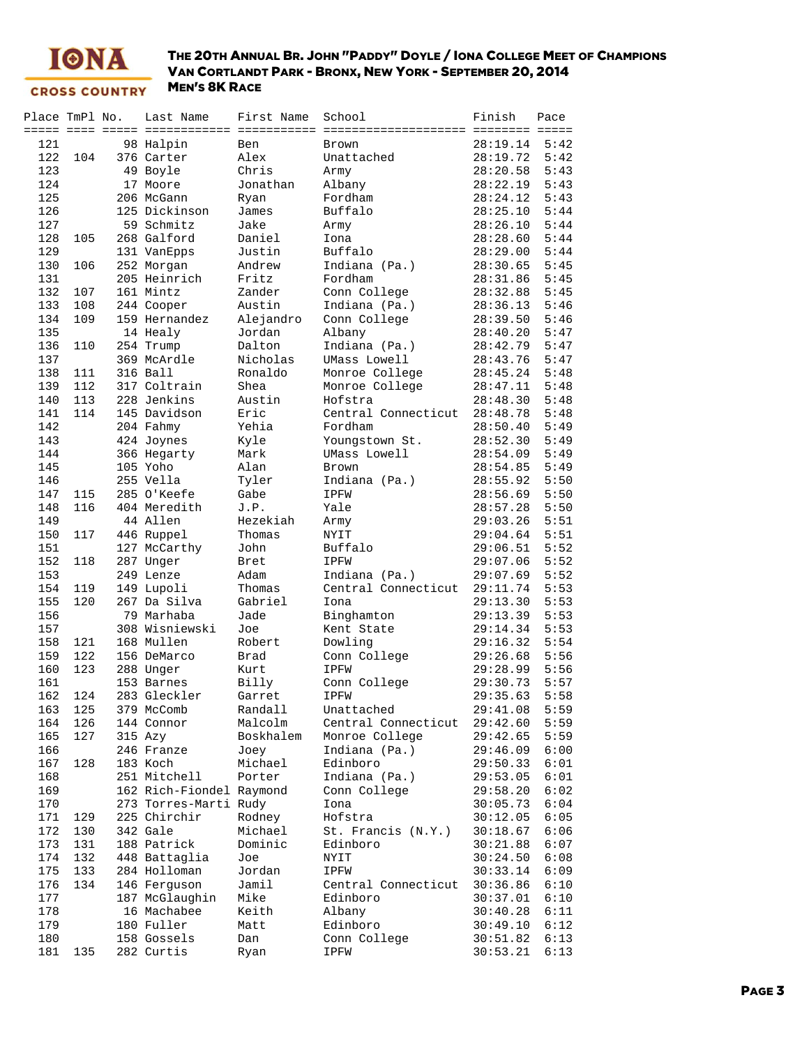# The 20th Annual Br. John "Paddy" Doyle / Iona College Meet of Champions
## Van Cortlandt Park - Bronx, New York - September 20, 2014
### Men's 8K Race

| Place | TmPl | No. | Last Name | First Name | School | Finish | Pace |
|---|---|---|---|---|---|---|---|
| 121 | | 98 | Halpin | Ben | Brown | 28:19.14 | 5:42 |
| 122 | 104 | 376 | Carter | Alex | Unattached | 28:19.72 | 5:42 |
| 123 | | 49 | Boyle | Chris | Army | 28:20.58 | 5:43 |
| 124 | | 17 | Moore | Jonathan | Albany | 28:22.19 | 5:43 |
| 125 | | 206 | McGann | Ryan | Fordham | 28:24.12 | 5:43 |
| 126 | | 125 | Dickinson | James | Buffalo | 28:25.10 | 5:44 |
| 127 | | 59 | Schmitz | Jake | Army | 28:26.10 | 5:44 |
| 128 | 105 | 268 | Galford | Daniel | Iona | 28:28.60 | 5:44 |
| 129 | | 131 | VanEpps | Justin | Buffalo | 28:29.00 | 5:44 |
| 130 | 106 | 252 | Morgan | Andrew | Indiana (Pa.) | 28:30.65 | 5:45 |
| 131 | | 205 | Heinrich | Fritz | Fordham | 28:31.86 | 5:45 |
| 132 | 107 | 161 | Mintz | Zander | Conn College | 28:32.88 | 5:45 |
| 133 | 108 | 244 | Cooper | Austin | Indiana (Pa.) | 28:36.13 | 5:46 |
| 134 | 109 | 159 | Hernandez | Alejandro | Conn College | 28:39.50 | 5:46 |
| 135 | | 14 | Healy | Jordan | Albany | 28:40.20 | 5:47 |
| 136 | 110 | 254 | Trump | Dalton | Indiana (Pa.) | 28:42.79 | 5:47 |
| 137 | | 369 | McArdle | Nicholas | UMass Lowell | 28:43.76 | 5:47 |
| 138 | 111 | 316 | Ball | Ronaldo | Monroe College | 28:45.24 | 5:48 |
| 139 | 112 | 317 | Coltrain | Shea | Monroe College | 28:47.11 | 5:48 |
| 140 | 113 | 228 | Jenkins | Austin | Hofstra | 28:48.30 | 5:48 |
| 141 | 114 | 145 | Davidson | Eric | Central Connecticut | 28:48.78 | 5:48 |
| 142 | | 204 | Fahmy | Yehia | Fordham | 28:50.40 | 5:49 |
| 143 | | 424 | Joynes | Kyle | Youngstown St. | 28:52.30 | 5:49 |
| 144 | | 366 | Hegarty | Mark | UMass Lowell | 28:54.09 | 5:49 |
| 145 | | 105 | Yoho | Alan | Brown | 28:54.85 | 5:49 |
| 146 | | 255 | Vella | Tyler | Indiana (Pa.) | 28:55.92 | 5:50 |
| 147 | 115 | 285 | O'Keefe | Gabe | IPFW | 28:56.69 | 5:50 |
| 148 | 116 | 404 | Meredith | J.P. | Yale | 28:57.28 | 5:50 |
| 149 | | 44 | Allen | Hezekiah | Army | 29:03.26 | 5:51 |
| 150 | 117 | 446 | Ruppel | Thomas | NYIT | 29:04.64 | 5:51 |
| 151 | | 127 | McCarthy | John | Buffalo | 29:06.51 | 5:52 |
| 152 | 118 | 287 | Unger | Bret | IPFW | 29:07.06 | 5:52 |
| 153 | | 249 | Lenze | Adam | Indiana (Pa.) | 29:07.69 | 5:52 |
| 154 | 119 | 149 | Lupoli | Thomas | Central Connecticut | 29:11.74 | 5:53 |
| 155 | 120 | 267 | Da Silva | Gabriel | Iona | 29:13.30 | 5:53 |
| 156 | | 79 | Marhaba | Jade | Binghamton | 29:13.39 | 5:53 |
| 157 | | 308 | Wisniewski | Joe | Kent State | 29:14.34 | 5:53 |
| 158 | 121 | 168 | Mullen | Robert | Dowling | 29:16.32 | 5:54 |
| 159 | 122 | 156 | DeMarco | Brad | Conn College | 29:26.68 | 5:56 |
| 160 | 123 | 288 | Unger | Kurt | IPFW | 29:28.99 | 5:56 |
| 161 | | 153 | Barnes | Billy | Conn College | 29:30.73 | 5:57 |
| 162 | 124 | 283 | Gleckler | Garret | IPFW | 29:35.63 | 5:58 |
| 163 | 125 | 379 | McComb | Randall | Unattached | 29:41.08 | 5:59 |
| 164 | 126 | 144 | Connor | Malcolm | Central Connecticut | 29:42.60 | 5:59 |
| 165 | 127 | 315 | Azy | Boskhalem | Monroe College | 29:42.65 | 5:59 |
| 166 | | 246 | Franze | Joey | Indiana (Pa.) | 29:46.09 | 6:00 |
| 167 | 128 | 183 | Koch | Michael | Edinboro | 29:50.33 | 6:01 |
| 168 | | 251 | Mitchell | Porter | Indiana (Pa.) | 29:53.05 | 6:01 |
| 169 | | 162 | Rich-Fiondel | Raymond | Conn College | 29:58.20 | 6:02 |
| 170 | | 273 | Torres-Marti | Rudy | Iona | 30:05.73 | 6:04 |
| 171 | 129 | 225 | Chirchir | Rodney | Hofstra | 30:12.05 | 6:05 |
| 172 | 130 | 342 | Gale | Michael | St. Francis (N.Y.) | 30:18.67 | 6:06 |
| 173 | 131 | 188 | Patrick | Dominic | Edinboro | 30:21.88 | 6:07 |
| 174 | 132 | 448 | Battaglia | Joe | NYIT | 30:24.50 | 6:08 |
| 175 | 133 | 284 | Holloman | Jordan | IPFW | 30:33.14 | 6:09 |
| 176 | 134 | 146 | Ferguson | Jamil | Central Connecticut | 30:36.86 | 6:10 |
| 177 | | 187 | McGlaughin | Mike | Edinboro | 30:37.01 | 6:10 |
| 178 | | 16 | Machabee | Keith | Albany | 30:40.28 | 6:11 |
| 179 | | 180 | Fuller | Matt | Edinboro | 30:49.10 | 6:12 |
| 180 | | 158 | Gossels | Dan | Conn College | 30:51.82 | 6:13 |
| 181 | 135 | 282 | Curtis | Ryan | IPFW | 30:53.21 | 6:13 |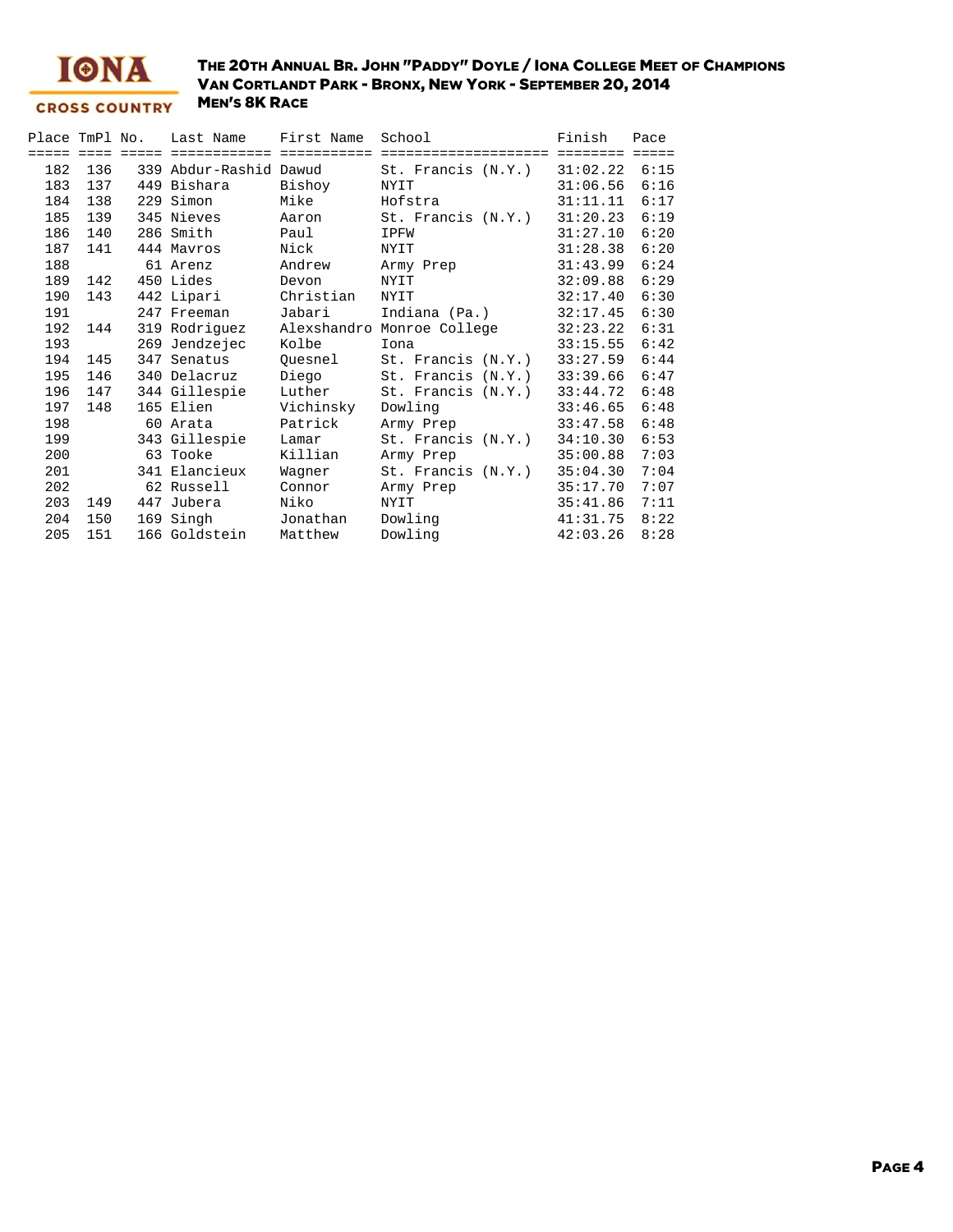# The 20th Annual Br. John "Paddy" Doyle / Iona College Meet of Champions
## Van Cortlandt Park - Bronx, New York - September 20, 2014
## Men's 8K Race

| Place | TmPl | No. | Last Name | First Name | School | Finish | Pace |
|---|---|---|---|---|---|---|---|
| 182 | 136 | 339 | Abdur-Rashid | Dawud | St. Francis (N.Y.) | 31:02.22 | 6:15 |
| 183 | 137 | 449 | Bishara | Bishoy | NYIT | 31:06.56 | 6:16 |
| 184 | 138 | 229 | Simon | Mike | Hofstra | 31:11.11 | 6:17 |
| 185 | 139 | 345 | Nieves | Aaron | St. Francis (N.Y.) | 31:20.23 | 6:19 |
| 186 | 140 | 286 | Smith | Paul | IPFW | 31:27.10 | 6:20 |
| 187 | 141 | 444 | Mavros | Nick | NYIT | 31:28.38 | 6:20 |
| 188 | | 61 | Arenz | Andrew | Army Prep | 31:43.99 | 6:24 |
| 189 | 142 | 450 | Lides | Devon | NYIT | 32:09.88 | 6:29 |
| 190 | 143 | 442 | Lipari | Christian | NYIT | 32:17.40 | 6:30 |
| 191 | | 247 | Freeman | Jabari | Indiana (Pa.) | 32:17.45 | 6:30 |
| 192 | 144 | 319 | Rodriguez | Alexshandro | Monroe College | 32:23.22 | 6:31 |
| 193 | | 269 | Jendzejec | Kolbe | Iona | 33:15.55 | 6:42 |
| 194 | 145 | 347 | Senatus | Quesnel | St. Francis (N.Y.) | 33:27.59 | 6:44 |
| 195 | 146 | 340 | Delacruz | Diego | St. Francis (N.Y.) | 33:39.66 | 6:47 |
| 196 | 147 | 344 | Gillespie | Luther | St. Francis (N.Y.) | 33:44.72 | 6:48 |
| 197 | 148 | 165 | Elien | Vichinsky | Dowling | 33:46.65 | 6:48 |
| 198 | | 60 | Arata | Patrick | Army Prep | 33:47.58 | 6:48 |
| 199 | | 343 | Gillespie | Lamar | St. Francis (N.Y.) | 34:10.30 | 6:53 |
| 200 | | 63 | Tooke | Killian | Army Prep | 35:00.88 | 7:03 |
| 201 | | 341 | Elancieux | Wagner | St. Francis (N.Y.) | 35:04.30 | 7:04 |
| 202 | | 62 | Russell | Connor | Army Prep | 35:17.70 | 7:07 |
| 203 | 149 | 447 | Jubera | Niko | NYIT | 35:41.86 | 7:11 |
| 204 | 150 | 169 | Singh | Jonathan | Dowling | 41:31.75 | 8:22 |
| 205 | 151 | 166 | Goldstein | Matthew | Dowling | 42:03.26 | 8:28 |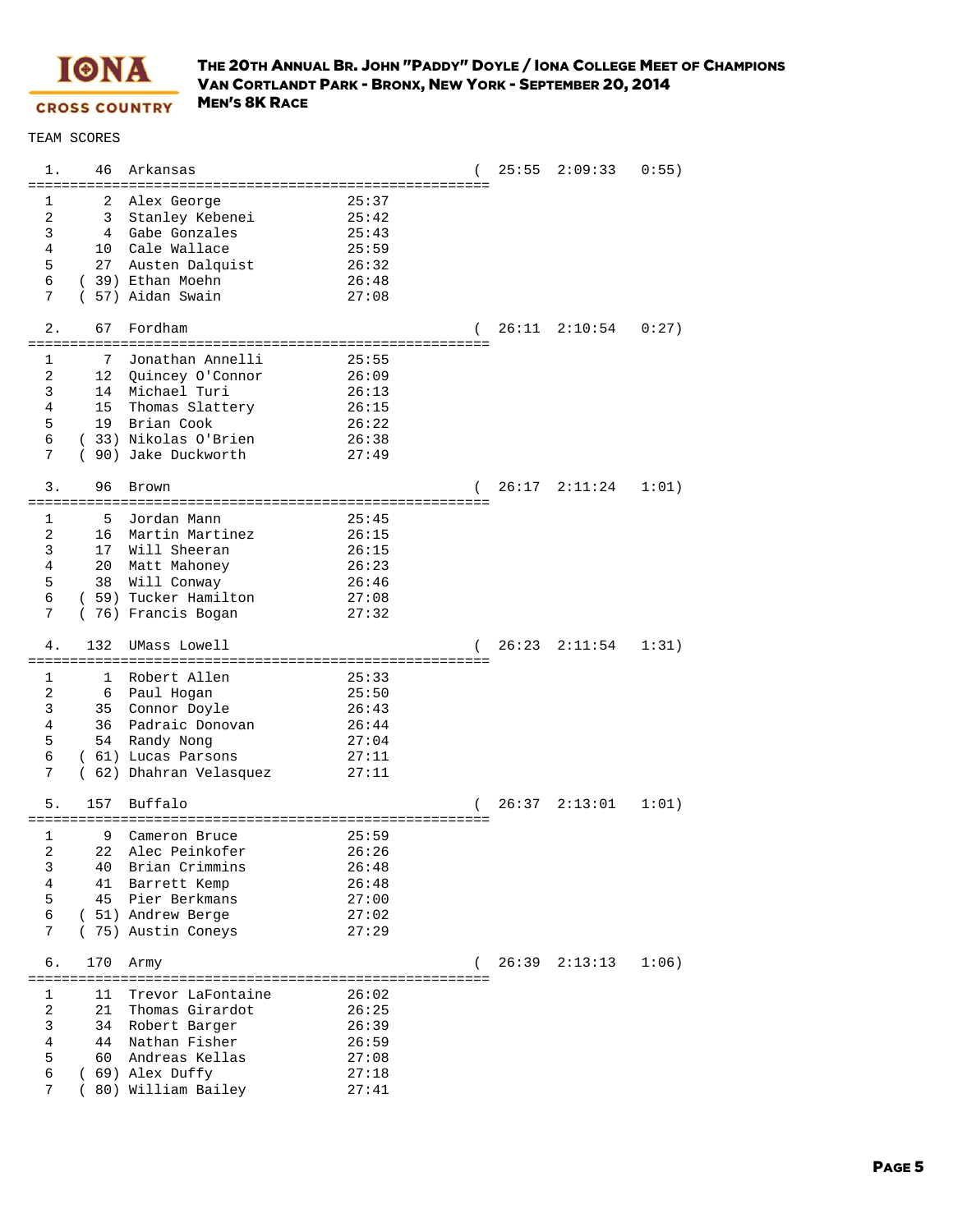IONA CROSS COUNTRY

### The 20th Annual Br. John "Paddy" Doyle / Iona College Meet of Champions
### Van Cortlandt Park - Bronx, New York - September 20, 2014
### Men's 8K Race

TEAM SCORES

```
  1.    46  Arkansas                                    (  25:55  2:09:33   0:55)
=======================================================
  1      2  Alex George              25:37
  2      3  Stanley Kebenei          25:42
  3      4  Gabe Gonzales            25:43
  4     10  Cale Wallace             25:59
  5     27  Austen Dalquist          26:32
  6    ( 39) Ethan Moehn             26:48
  7    ( 57) Aidan Swain             27:08

  2.    67  Fordham                                     (  26:11  2:10:54   0:27)
=======================================================
  1      7  Jonathan Annelli         25:55
  2     12  Quincey O'Connor         26:09
  3     14  Michael Turi             26:13
  4     15  Thomas Slattery          26:15
  5     19  Brian Cook               26:22
  6    ( 33) Nikolas O'Brien         26:38
  7    ( 90) Jake Duckworth          27:49

  3.    96  Brown                                       (  26:17  2:11:24   1:01)
=======================================================
  1      5  Jordan Mann              25:45
  2     16  Martin Martinez          26:15
  3     17  Will Sheeran             26:15
  4     20  Matt Mahoney             26:23
  5     38  Will Conway              26:46
  6    ( 59) Tucker Hamilton         27:08
  7    ( 76) Francis Bogan           27:32

  4.   132  UMass Lowell                                (  26:23  2:11:54   1:31)
=======================================================
  1      1  Robert Allen             25:33
  2      6  Paul Hogan               25:50
  3     35  Connor Doyle             26:43
  4     36  Padraic Donovan          26:44
  5     54  Randy Nong               27:04
  6    ( 61) Lucas Parsons           27:11
  7    ( 62) Dhahran Velasquez       27:11

  5.   157  Buffalo                                     (  26:37  2:13:01   1:01)
=======================================================
  1      9  Cameron Bruce            25:59
  2     22  Alec Peinkofer           26:26
  3     40  Brian Crimmins           26:48
  4     41  Barrett Kemp             26:48
  5     45  Pier Berkmans            27:00
  6    ( 51) Andrew Berge            27:02
  7    ( 75) Austin Coneys           27:29

  6.   170  Army                                        (  26:39  2:13:13   1:06)
=======================================================
  1     11  Trevor LaFontaine        26:02
  2     21  Thomas Girardot          26:25
  3     34  Robert Barger            26:39
  4     44  Nathan Fisher            26:59
  5     60  Andreas Kellas           27:08
  6    ( 69) Alex Duffy              27:18
  7    ( 80) William Bailey          27:41
```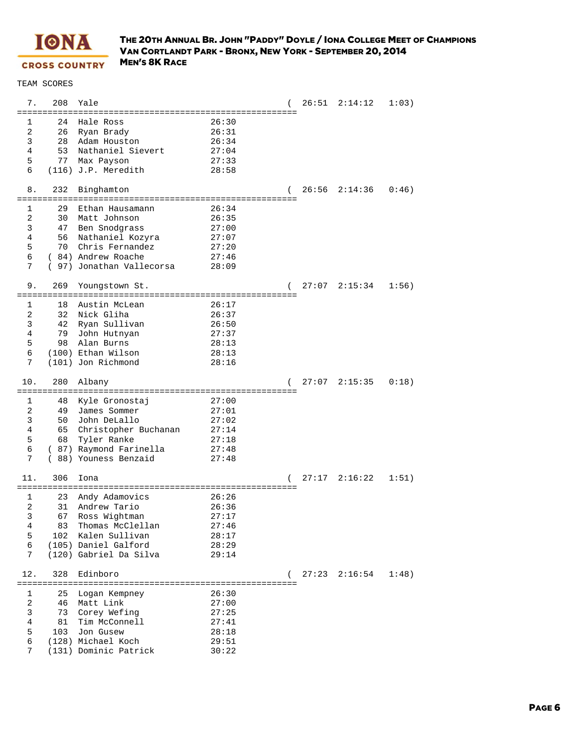**The 20th Annual Br. John "Paddy" Doyle / Iona College Meet of Champions**
**Van Cortlandt Park - Bronx, New York - September 20, 2014**
**Men's 8K Race**

TEAM SCORES

```
  7.   208  Yale                                        (  26:51  2:14:12   1:03)
=======================================================
  1     24  Hale Ross                 26:30
  2     26  Ryan Brady                26:31
  3     28  Adam Houston              26:34
  4     53  Nathaniel Sievert         27:04
  5     77  Max Payson                27:33
  6   (116) J.P. Meredith             28:58

  8.   232  Binghamton                                  (  26:56  2:14:36   0:46)
=======================================================
  1     29  Ethan Hausamann           26:34
  2     30  Matt Johnson              26:35
  3     47  Ben Snodgrass             27:00
  4     56  Nathaniel Kozyra          27:07
  5     70  Chris Fernandez           27:20
  6   ( 84) Andrew Roache             27:46
  7   ( 97) Jonathan Vallecorsa       28:09

  9.   269  Youngstown St.                              (  27:07  2:15:34   1:56)
=======================================================
  1     18  Austin McLean             26:17
  2     32  Nick Gliha                26:37
  3     42  Ryan Sullivan             26:50
  4     79  John Hutnyan              27:37
  5     98  Alan Burns                28:13
  6   (100) Ethan Wilson              28:13
  7   (101) Jon Richmond              28:16

 10.   280  Albany                                      (  27:07  2:15:35   0:18)
=======================================================
  1     48  Kyle Gronostaj            27:00
  2     49  James Sommer              27:01
  3     50  John DeLallo              27:02
  4     65  Christopher Buchanan      27:14
  5     68  Tyler Ranke               27:18
  6   ( 87) Raymond Farinella         27:48
  7   ( 88) Youness Benzaid           27:48

 11.   306  Iona                                        (  27:17  2:16:22   1:51)
=======================================================
  1     23  Andy Adamovics            26:26
  2     31  Andrew Tario              26:36
  3     67  Ross Wightman             27:17
  4     83  Thomas McClellan          27:46
  5    102  Kalen Sullivan            28:17
  6   (105) Daniel Galford            28:29
  7   (120) Gabriel Da Silva          29:14

 12.   328  Edinboro                                    (  27:23  2:16:54   1:48)
=======================================================
  1     25  Logan Kempney             26:30
  2     46  Matt Link                 27:00
  3     73  Corey Wefing              27:25
  4     81  Tim McConnell             27:41
  5    103  Jon Gusew                 28:18
  6   (128) Michael Koch              29:51
  7   (131) Dominic Patrick           30:22
```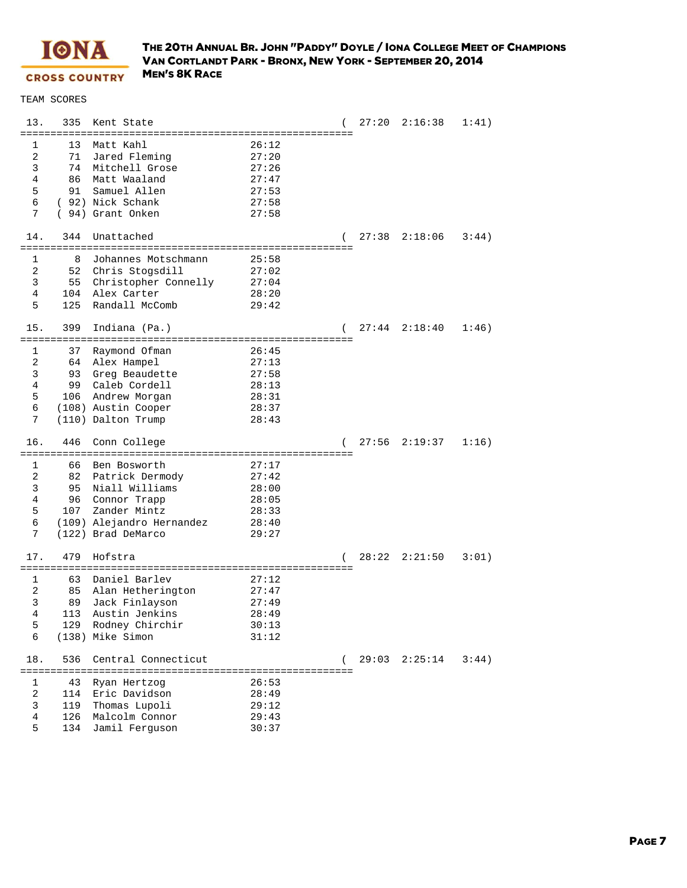# The 20th Annual Br. John "Paddy" Doyle / Iona College Meet of Champions
## Van Cortlandt Park - Bronx, New York - September 20, 2014
## Men's 8K Race

TEAM SCORES

```
 13.    335  Kent State                                  (  27:20  2:16:38   1:41)
=======================================================
  1      13  Matt Kahl                  26:12
  2      71  Jared Fleming              27:20
  3      74  Mitchell Grose             27:26
  4      86  Matt Waaland               27:47
  5      91  Samuel Allen               27:53
  6    ( 92) Nick Schank                27:58
  7    ( 94) Grant Onken                27:58

 14.    344  Unattached                                  (  27:38  2:18:06   3:44)
=======================================================
  1       8  Johannes Motschmann        25:58
  2      52  Chris Stogsdill            27:02
  3      55  Christopher Connelly       27:04
  4     104  Alex Carter                28:20
  5     125  Randall McComb             29:42

 15.    399  Indiana (Pa.)                               (  27:44  2:18:40   1:46)
=======================================================
  1      37  Raymond Ofman              26:45
  2      64  Alex Hampel                27:13
  3      93  Greg Beaudette             27:58
  4      99  Caleb Cordell              28:13
  5     106  Andrew Morgan              28:31
  6    (108) Austin Cooper              28:37
  7    (110) Dalton Trump               28:43

 16.    446  Conn College                                (  27:56  2:19:37   1:16)
=======================================================
  1      66  Ben Bosworth               27:17
  2      82  Patrick Dermody            27:42
  3      95  Niall Williams             28:00
  4      96  Connor Trapp               28:05
  5     107  Zander Mintz               28:33
  6    (109) Alejandro Hernandez        28:40
  7    (122) Brad DeMarco               29:27

 17.    479  Hofstra                                     (  28:22  2:21:50   3:01)
=======================================================
  1      63  Daniel Barlev              27:12
  2      85  Alan Hetherington          27:47
  3      89  Jack Finlayson             27:49
  4     113  Austin Jenkins             28:49
  5     129  Rodney Chirchir            30:13
  6    (138) Mike Simon                 31:12

 18.    536  Central Connecticut                         (  29:03  2:25:14   3:44)
=======================================================
  1      43  Ryan Hertzog               26:53
  2     114  Eric Davidson              28:49
  3     119  Thomas Lupoli              29:12
  4     126  Malcolm Connor             29:43
  5     134  Jamil Ferguson             30:37
```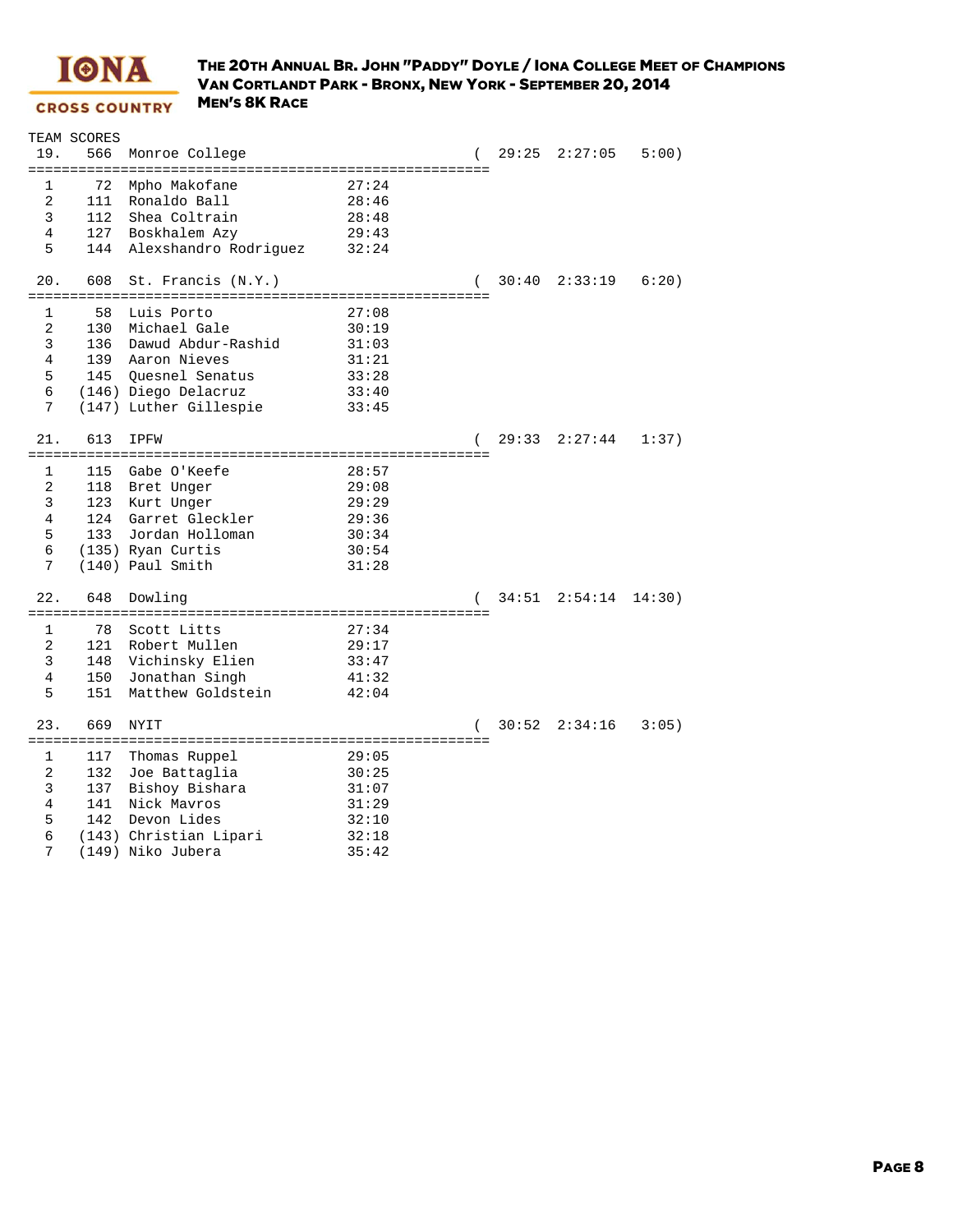**IONA CROSS COUNTRY**

# The 20th Annual Br. John "Paddy" Doyle / Iona College Meet of Champions
## Van Cortlandt Park - Bronx, New York - September 20, 2014
### Men's 8K Race

TEAM SCORES

```
 19.    566  Monroe College                                  (  29:25  2:27:05   5:00)
=======================================================
  1      72  Mpho Makofane              27:24
  2     111  Ronaldo Ball               28:46
  3     112  Shea Coltrain              28:48
  4     127  Boskhalem Azy              29:43
  5     144  Alexshandro Rodriguez      32:24

 20.    608  St. Francis (N.Y.)                              (  30:40  2:33:19   6:20)
=======================================================
  1      58  Luis Porto                 27:08
  2     130  Michael Gale               30:19
  3     136  Dawud Abdur-Rashid         31:03
  4     139  Aaron Nieves               31:21
  5     145  Quesnel Senatus            33:28
  6    (146) Diego Delacruz             33:40
  7    (147) Luther Gillespie           33:45

 21.    613  IPFW                                            (  29:33  2:27:44   1:37)
=======================================================
  1     115  Gabe O'Keefe               28:57
  2     118  Bret Unger                 29:08
  3     123  Kurt Unger                 29:29
  4     124  Garret Gleckler            29:36
  5     133  Jordan Holloman            30:34
  6    (135) Ryan Curtis                30:54
  7    (140) Paul Smith                 31:28

 22.    648  Dowling                                         (  34:51  2:54:14  14:30)
=======================================================
  1      78  Scott Litts                27:34
  2     121  Robert Mullen              29:17
  3     148  Vichinsky Elien            33:47
  4     150  Jonathan Singh             41:32
  5     151  Matthew Goldstein          42:04

 23.    669  NYIT                                            (  30:52  2:34:16   3:05)
=======================================================
  1     117  Thomas Ruppel              29:05
  2     132  Joe Battaglia              30:25
  3     137  Bishoy Bishara             31:07
  4     141  Nick Mavros                31:29
  5     142  Devon Lides                32:10
  6    (143) Christian Lipari           32:18
  7    (149) Niko Jubera                35:42
```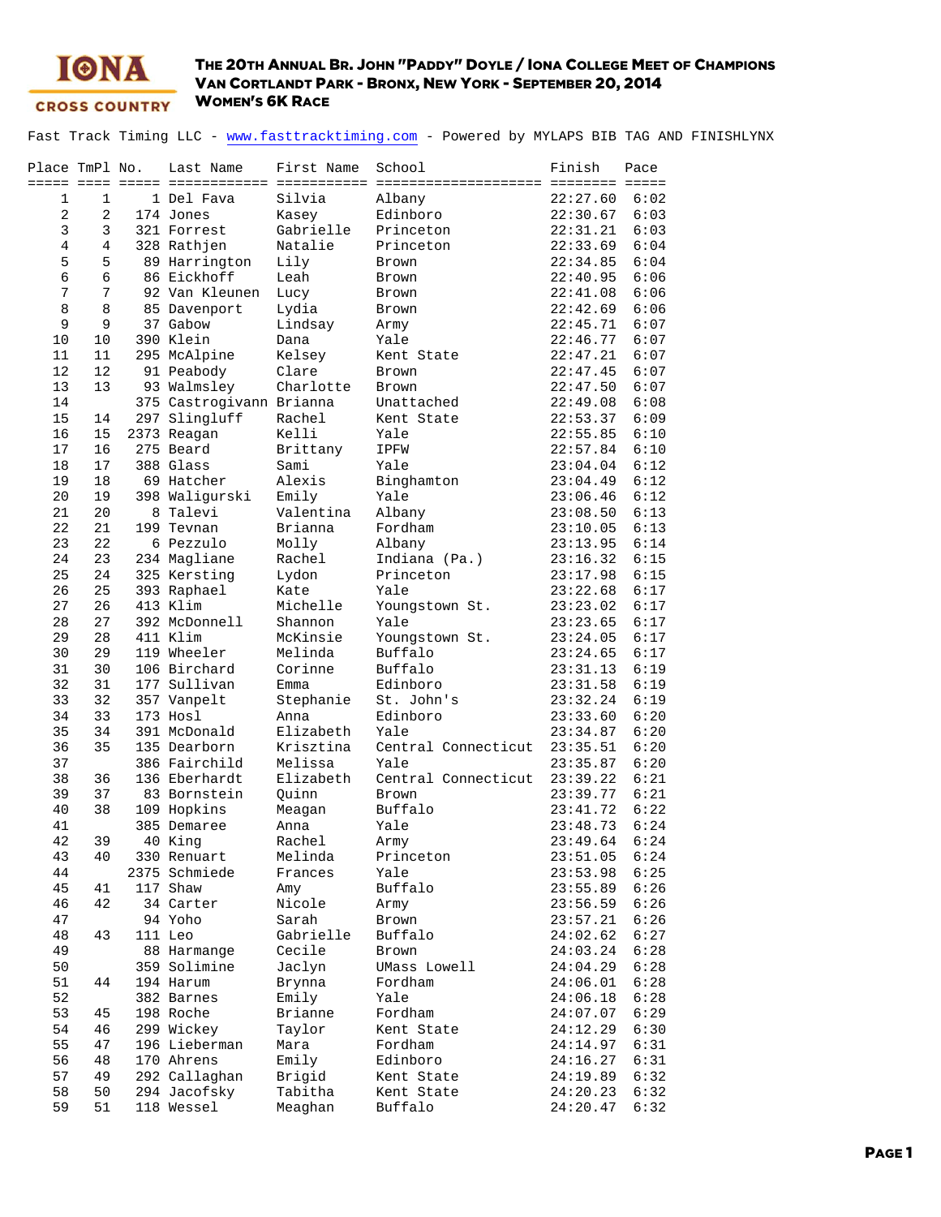# The 20th Annual Br. John "Paddy" Doyle / Iona College Meet of Champions
## Van Cortlandt Park - Bronx, New York - September 20, 2014
## Women's 6K Race

Fast Track Timing LLC - www.fasttracktiming.com - Powered by MYLAPS BIB TAG AND FINISHLYNX

| Place | TmPl | No. | Last Name | First Name | School | Finish | Pace |
|---|---|---|---|---|---|---|---|
| 1 | 1 | 1 | Del Fava | Silvia | Albany | 22:27.60 | 6:02 |
| 2 | 2 | 174 | Jones | Kasey | Edinboro | 22:30.67 | 6:03 |
| 3 | 3 | 321 | Forrest | Gabrielle | Princeton | 22:31.21 | 6:03 |
| 4 | 4 | 328 | Rathjen | Natalie | Princeton | 22:33.69 | 6:04 |
| 5 | 5 | 89 | Harrington | Lily | Brown | 22:34.85 | 6:04 |
| 6 | 6 | 86 | Eickhoff | Leah | Brown | 22:40.95 | 6:06 |
| 7 | 7 | 92 | Van Kleunen | Lucy | Brown | 22:41.08 | 6:06 |
| 8 | 8 | 85 | Davenport | Lydia | Brown | 22:42.69 | 6:06 |
| 9 | 9 | 37 | Gabow | Lindsay | Army | 22:45.71 | 6:07 |
| 10 | 10 | 390 | Klein | Dana | Yale | 22:46.77 | 6:07 |
| 11 | 11 | 295 | McAlpine | Kelsey | Kent State | 22:47.21 | 6:07 |
| 12 | 12 | 91 | Peabody | Clare | Brown | 22:47.45 | 6:07 |
| 13 | 13 | 93 | Walmsley | Charlotte | Brown | 22:47.50 | 6:07 |
| 14 | | 375 | Castrogivann | Brianna | Unattached | 22:49.08 | 6:08 |
| 15 | 14 | 297 | Slingluff | Rachel | Kent State | 22:53.37 | 6:09 |
| 16 | 15 | 2373 | Reagan | Kelli | Yale | 22:55.85 | 6:10 |
| 17 | 16 | 275 | Beard | Brittany | IPFW | 22:57.84 | 6:10 |
| 18 | 17 | 388 | Glass | Sami | Yale | 23:04.04 | 6:12 |
| 19 | 18 | 69 | Hatcher | Alexis | Binghamton | 23:04.49 | 6:12 |
| 20 | 19 | 398 | Waligurski | Emily | Yale | 23:06.46 | 6:12 |
| 21 | 20 | 8 | Talevi | Valentina | Albany | 23:08.50 | 6:13 |
| 22 | 21 | 199 | Tevnan | Brianna | Fordham | 23:10.05 | 6:13 |
| 23 | 22 | 6 | Pezzulo | Molly | Albany | 23:13.95 | 6:14 |
| 24 | 23 | 234 | Magliane | Rachel | Indiana (Pa.) | 23:16.32 | 6:15 |
| 25 | 24 | 325 | Kersting | Lydon | Princeton | 23:17.98 | 6:15 |
| 26 | 25 | 393 | Raphael | Kate | Yale | 23:22.68 | 6:17 |
| 27 | 26 | 413 | Klim | Michelle | Youngstown St. | 23:23.02 | 6:17 |
| 28 | 27 | 392 | McDonnell | Shannon | Yale | 23:23.65 | 6:17 |
| 29 | 28 | 411 | Klim | McKinsie | Youngstown St. | 23:24.05 | 6:17 |
| 30 | 29 | 119 | Wheeler | Melinda | Buffalo | 23:24.65 | 6:17 |
| 31 | 30 | 106 | Birchard | Corinne | Buffalo | 23:31.13 | 6:19 |
| 32 | 31 | 177 | Sullivan | Emma | Edinboro | 23:31.58 | 6:19 |
| 33 | 32 | 357 | Vanpelt | Stephanie | St. John's | 23:32.24 | 6:19 |
| 34 | 33 | 173 | Hosl | Anna | Edinboro | 23:33.60 | 6:20 |
| 35 | 34 | 391 | McDonald | Elizabeth | Yale | 23:34.87 | 6:20 |
| 36 | 35 | 135 | Dearborn | Krisztina | Central Connecticut | 23:35.51 | 6:20 |
| 37 | | 386 | Fairchild | Melissa | Yale | 23:35.87 | 6:20 |
| 38 | 36 | 136 | Eberhardt | Elizabeth | Central Connecticut | 23:39.22 | 6:21 |
| 39 | 37 | 83 | Bornstein | Quinn | Brown | 23:39.77 | 6:21 |
| 40 | 38 | 109 | Hopkins | Meagan | Buffalo | 23:41.72 | 6:22 |
| 41 | | 385 | Demaree | Anna | Yale | 23:48.73 | 6:24 |
| 42 | 39 | 40 | King | Rachel | Army | 23:49.64 | 6:24 |
| 43 | 40 | 330 | Renuart | Melinda | Princeton | 23:51.05 | 6:24 |
| 44 | | 2375 | Schmiede | Frances | Yale | 23:53.98 | 6:25 |
| 45 | 41 | 117 | Shaw | Amy | Buffalo | 23:55.89 | 6:26 |
| 46 | 42 | 34 | Carter | Nicole | Army | 23:56.59 | 6:26 |
| 47 | | 94 | Yoho | Sarah | Brown | 23:57.21 | 6:26 |
| 48 | 43 | 111 | Leo | Gabrielle | Buffalo | 24:02.62 | 6:27 |
| 49 | | 88 | Harmange | Cecile | Brown | 24:03.24 | 6:28 |
| 50 | | 359 | Solimine | Jaclyn | UMass Lowell | 24:04.29 | 6:28 |
| 51 | 44 | 194 | Harum | Brynna | Fordham | 24:06.01 | 6:28 |
| 52 | | 382 | Barnes | Emily | Yale | 24:06.18 | 6:28 |
| 53 | 45 | 198 | Roche | Brianne | Fordham | 24:07.07 | 6:29 |
| 54 | 46 | 299 | Wickey | Taylor | Kent State | 24:12.29 | 6:30 |
| 55 | 47 | 196 | Lieberman | Mara | Fordham | 24:14.97 | 6:31 |
| 56 | 48 | 170 | Ahrens | Emily | Edinboro | 24:16.27 | 6:31 |
| 57 | 49 | 292 | Callaghan | Brigid | Kent State | 24:19.89 | 6:32 |
| 58 | 50 | 294 | Jacofsky | Tabitha | Kent State | 24:20.23 | 6:32 |
| 59 | 51 | 118 | Wessel | Meaghan | Buffalo | 24:20.47 | 6:32 |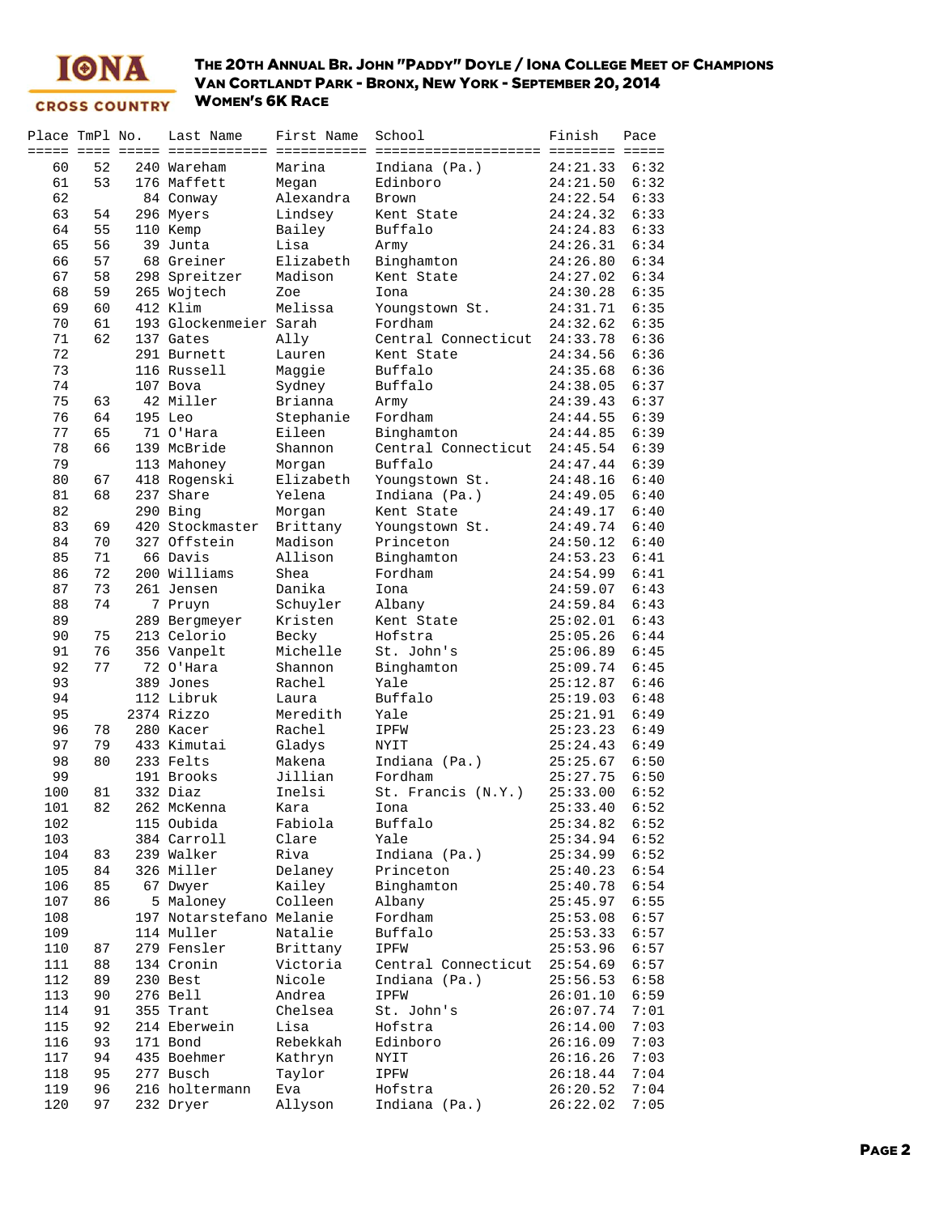# The 20th Annual Br. John "Paddy" Doyle / Iona College Meet of Champions
## Van Cortlandt Park - Bronx, New York - September 20, 2014
## Women's 6K Race

| Place | TmPl | No. | Last Name | First Name | School | Finish | Pace |
|---|---|---|---|---|---|---|---|
| 60 | 52 | 240 | Wareham | Marina | Indiana (Pa.) | 24:21.33 | 6:32 |
| 61 | 53 | 176 | Maffett | Megan | Edinboro | 24:21.50 | 6:32 |
| 62 | | 84 | Conway | Alexandra | Brown | 24:22.54 | 6:33 |
| 63 | 54 | 296 | Myers | Lindsey | Kent State | 24:24.32 | 6:33 |
| 64 | 55 | 110 | Kemp | Bailey | Buffalo | 24:24.83 | 6:33 |
| 65 | 56 | 39 | Junta | Lisa | Army | 24:26.31 | 6:34 |
| 66 | 57 | 68 | Greiner | Elizabeth | Binghamton | 24:26.80 | 6:34 |
| 67 | 58 | 298 | Spreitzer | Madison | Kent State | 24:27.02 | 6:34 |
| 68 | 59 | 265 | Wojtech | Zoe | Iona | 24:30.28 | 6:35 |
| 69 | 60 | 412 | Klim | Melissa | Youngstown St. | 24:31.71 | 6:35 |
| 70 | 61 | 193 | Glockenmeier | Sarah | Fordham | 24:32.62 | 6:35 |
| 71 | 62 | 137 | Gates | Ally | Central Connecticut | 24:33.78 | 6:36 |
| 72 | | 291 | Burnett | Lauren | Kent State | 24:34.56 | 6:36 |
| 73 | | 116 | Russell | Maggie | Buffalo | 24:35.68 | 6:36 |
| 74 | | 107 | Bova | Sydney | Buffalo | 24:38.05 | 6:37 |
| 75 | 63 | 42 | Miller | Brianna | Army | 24:39.43 | 6:37 |
| 76 | 64 | 195 | Leo | Stephanie | Fordham | 24:44.55 | 6:39 |
| 77 | 65 | 71 | O'Hara | Eileen | Binghamton | 24:44.85 | 6:39 |
| 78 | 66 | 139 | McBride | Shannon | Central Connecticut | 24:45.54 | 6:39 |
| 79 | | 113 | Mahoney | Morgan | Buffalo | 24:47.44 | 6:39 |
| 80 | 67 | 418 | Rogenski | Elizabeth | Youngstown St. | 24:48.16 | 6:40 |
| 81 | 68 | 237 | Share | Yelena | Indiana (Pa.) | 24:49.05 | 6:40 |
| 82 | | 290 | Bing | Morgan | Kent State | 24:49.17 | 6:40 |
| 83 | 69 | 420 | Stockmaster | Brittany | Youngstown St. | 24:49.74 | 6:40 |
| 84 | 70 | 327 | Offstein | Madison | Princeton | 24:50.12 | 6:40 |
| 85 | 71 | 66 | Davis | Allison | Binghamton | 24:53.23 | 6:41 |
| 86 | 72 | 200 | Williams | Shea | Fordham | 24:54.99 | 6:41 |
| 87 | 73 | 261 | Jensen | Danika | Iona | 24:59.07 | 6:43 |
| 88 | 74 | 7 | Pruyn | Schuyler | Albany | 24:59.84 | 6:43 |
| 89 | | 289 | Bergmeyer | Kristen | Kent State | 25:02.01 | 6:43 |
| 90 | 75 | 213 | Celorio | Becky | Hofstra | 25:05.26 | 6:44 |
| 91 | 76 | 356 | Vanpelt | Michelle | St. John's | 25:06.89 | 6:45 |
| 92 | 77 | 72 | O'Hara | Shannon | Binghamton | 25:09.74 | 6:45 |
| 93 | | 389 | Jones | Rachel | Yale | 25:12.87 | 6:46 |
| 94 | | 112 | Libruk | Laura | Buffalo | 25:19.03 | 6:48 |
| 95 | | 2374 | Rizzo | Meredith | Yale | 25:21.91 | 6:49 |
| 96 | 78 | 280 | Kacer | Rachel | IPFW | 25:23.23 | 6:49 |
| 97 | 79 | 433 | Kimutai | Gladys | NYIT | 25:24.43 | 6:49 |
| 98 | 80 | 233 | Felts | Makena | Indiana (Pa.) | 25:25.67 | 6:50 |
| 99 | | 191 | Brooks | Jillian | Fordham | 25:27.75 | 6:50 |
| 100 | 81 | 332 | Diaz | Inelsi | St. Francis (N.Y.) | 25:33.00 | 6:52 |
| 101 | 82 | 262 | McKenna | Kara | Iona | 25:33.40 | 6:52 |
| 102 | | 115 | Oubida | Fabiola | Buffalo | 25:34.82 | 6:52 |
| 103 | | 384 | Carroll | Clare | Yale | 25:34.94 | 6:52 |
| 104 | 83 | 239 | Walker | Riva | Indiana (Pa.) | 25:34.99 | 6:52 |
| 105 | 84 | 326 | Miller | Delaney | Princeton | 25:40.23 | 6:54 |
| 106 | 85 | 67 | Dwyer | Kailey | Binghamton | 25:40.78 | 6:54 |
| 107 | 86 | 5 | Maloney | Colleen | Albany | 25:45.97 | 6:55 |
| 108 | | 197 | Notarstefano | Melanie | Fordham | 25:53.08 | 6:57 |
| 109 | | 114 | Muller | Natalie | Buffalo | 25:53.33 | 6:57 |
| 110 | 87 | 279 | Fensler | Brittany | IPFW | 25:53.96 | 6:57 |
| 111 | 88 | 134 | Cronin | Victoria | Central Connecticut | 25:54.69 | 6:57 |
| 112 | 89 | 230 | Best | Nicole | Indiana (Pa.) | 25:56.53 | 6:58 |
| 113 | 90 | 276 | Bell | Andrea | IPFW | 26:01.10 | 6:59 |
| 114 | 91 | 355 | Trant | Chelsea | St. John's | 26:07.74 | 7:01 |
| 115 | 92 | 214 | Eberwein | Lisa | Hofstra | 26:14.00 | 7:03 |
| 116 | 93 | 171 | Bond | Rebekkah | Edinboro | 26:16.09 | 7:03 |
| 117 | 94 | 435 | Boehmer | Kathryn | NYIT | 26:16.26 | 7:03 |
| 118 | 95 | 277 | Busch | Taylor | IPFW | 26:18.44 | 7:04 |
| 119 | 96 | 216 | holtermann | Eva | Hofstra | 26:20.52 | 7:04 |
| 120 | 97 | 232 | Dryer | Allyson | Indiana (Pa.) | 26:22.02 | 7:05 |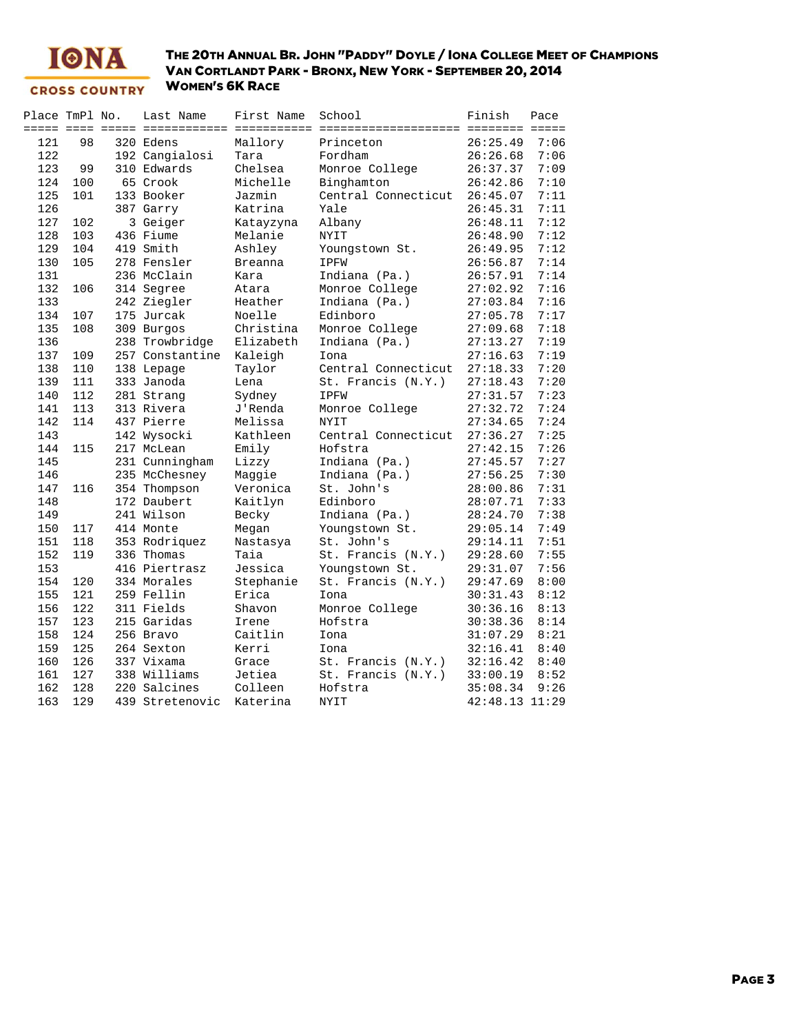# The 20th Annual Br. John "Paddy" Doyle / Iona College Meet of Champions
## Van Cortlandt Park - Bronx, New York - September 20, 2014
## Women's 6K Race

| Place | TmPl | No. | Last Name | First Name | School | Finish | Pace |
|---|---|---|---|---|---|---|---|
| 121 | 98 | 320 | Edens | Mallory | Princeton | 26:25.49 | 7:06 |
| 122 | | 192 | Cangialosi | Tara | Fordham | 26:26.68 | 7:06 |
| 123 | 99 | 310 | Edwards | Chelsea | Monroe College | 26:37.37 | 7:09 |
| 124 | 100 | 65 | Crook | Michelle | Binghamton | 26:42.86 | 7:10 |
| 125 | 101 | 133 | Booker | Jazmin | Central Connecticut | 26:45.07 | 7:11 |
| 126 | | 387 | Garry | Katrina | Yale | 26:45.31 | 7:11 |
| 127 | 102 | 3 | Geiger | Katayzyna | Albany | 26:48.11 | 7:12 |
| 128 | 103 | 436 | Fiume | Melanie | NYIT | 26:48.90 | 7:12 |
| 129 | 104 | 419 | Smith | Ashley | Youngstown St. | 26:49.95 | 7:12 |
| 130 | 105 | 278 | Fensler | Breanna | IPFW | 26:56.87 | 7:14 |
| 131 | | 236 | McClain | Kara | Indiana (Pa.) | 26:57.91 | 7:14 |
| 132 | 106 | 314 | Segree | Atara | Monroe College | 27:02.92 | 7:16 |
| 133 | | 242 | Ziegler | Heather | Indiana (Pa.) | 27:03.84 | 7:16 |
| 134 | 107 | 175 | Jurcak | Noelle | Edinboro | 27:05.78 | 7:17 |
| 135 | 108 | 309 | Burgos | Christina | Monroe College | 27:09.68 | 7:18 |
| 136 | | 238 | Trowbridge | Elizabeth | Indiana (Pa.) | 27:13.27 | 7:19 |
| 137 | 109 | 257 | Constantine | Kaleigh | Iona | 27:16.63 | 7:19 |
| 138 | 110 | 138 | Lepage | Taylor | Central Connecticut | 27:18.33 | 7:20 |
| 139 | 111 | 333 | Janoda | Lena | St. Francis (N.Y.) | 27:18.43 | 7:20 |
| 140 | 112 | 281 | Strang | Sydney | IPFW | 27:31.57 | 7:23 |
| 141 | 113 | 313 | Rivera | J'Renda | Monroe College | 27:32.72 | 7:24 |
| 142 | 114 | 437 | Pierre | Melissa | NYIT | 27:34.65 | 7:24 |
| 143 | | 142 | Wysocki | Kathleen | Central Connecticut | 27:36.27 | 7:25 |
| 144 | 115 | 217 | McLean | Emily | Hofstra | 27:42.15 | 7:26 |
| 145 | | 231 | Cunningham | Lizzy | Indiana (Pa.) | 27:45.57 | 7:27 |
| 146 | | 235 | McChesney | Maggie | Indiana (Pa.) | 27:56.25 | 7:30 |
| 147 | 116 | 354 | Thompson | Veronica | St. John's | 28:00.86 | 7:31 |
| 148 | | 172 | Daubert | Kaitlyn | Edinboro | 28:07.71 | 7:33 |
| 149 | | 241 | Wilson | Becky | Indiana (Pa.) | 28:24.70 | 7:38 |
| 150 | 117 | 414 | Monte | Megan | Youngstown St. | 29:05.14 | 7:49 |
| 151 | 118 | 353 | Rodriquez | Nastasya | St. John's | 29:14.11 | 7:51 |
| 152 | 119 | 336 | Thomas | Taia | St. Francis (N.Y.) | 29:28.60 | 7:55 |
| 153 | | 416 | Piertrasz | Jessica | Youngstown St. | 29:31.07 | 7:56 |
| 154 | 120 | 334 | Morales | Stephanie | St. Francis (N.Y.) | 29:47.69 | 8:00 |
| 155 | 121 | 259 | Fellin | Erica | Iona | 30:31.43 | 8:12 |
| 156 | 122 | 311 | Fields | Shavon | Monroe College | 30:36.16 | 8:13 |
| 157 | 123 | 215 | Garidas | Irene | Hofstra | 30:38.36 | 8:14 |
| 158 | 124 | 256 | Bravo | Caitlin | Iona | 31:07.29 | 8:21 |
| 159 | 125 | 264 | Sexton | Kerri | Iona | 32:16.41 | 8:40 |
| 160 | 126 | 337 | Vixama | Grace | St. Francis (N.Y.) | 32:16.42 | 8:40 |
| 161 | 127 | 338 | Williams | Jetiea | St. Francis (N.Y.) | 33:00.19 | 8:52 |
| 162 | 128 | 220 | Salcines | Colleen | Hofstra | 35:08.34 | 9:26 |
| 163 | 129 | 439 | Stretenovic | Katerina | NYIT | 42:48.13 | 11:29 |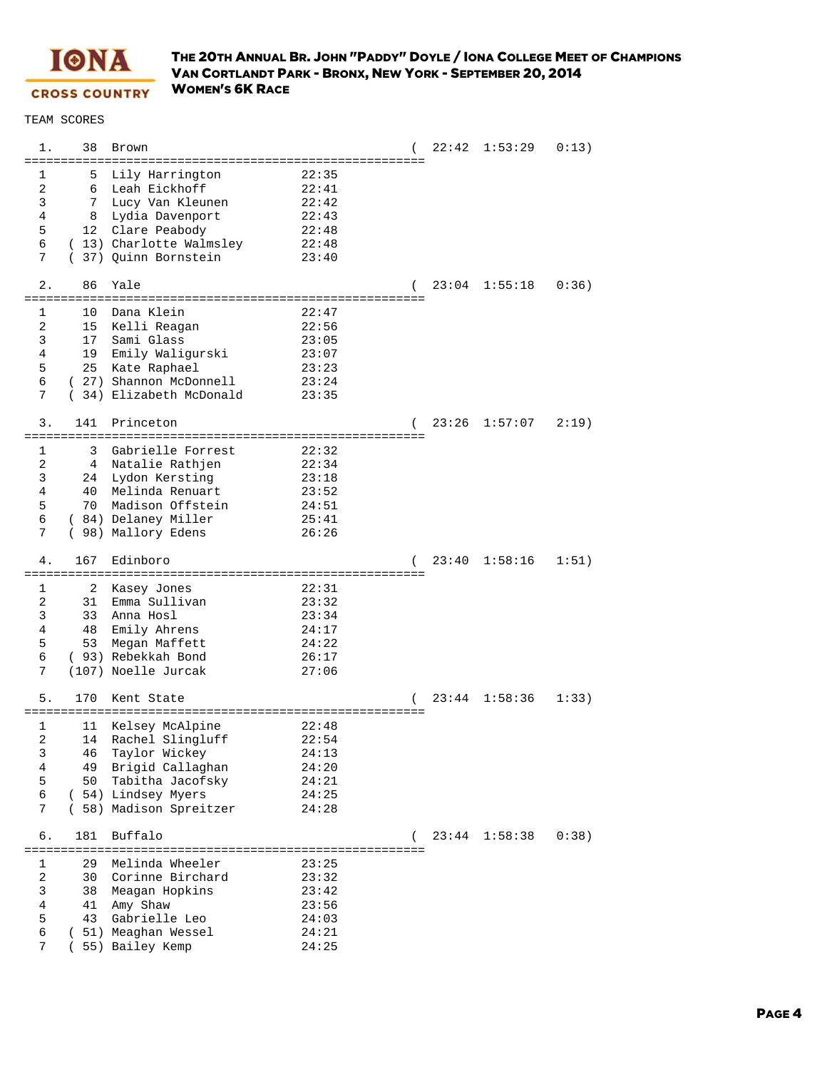# The 20th Annual Br. John "Paddy" Doyle / Iona College Meet of Champions
## Van Cortlandt Park - Bronx, New York - September 20, 2014
## Women's 6K Race

TEAM SCORES

```
  1.    38  Brown                                         (  22:42  1:53:29   0:13)
======================================================
  1      5  Lily Harrington            22:35
  2      6  Leah Eickhoff              22:41
  3      7  Lucy Van Kleunen           22:42
  4      8  Lydia Davenport            22:43
  5     12  Clare Peabody              22:48
  6   ( 13) Charlotte Walmsley         22:48
  7   ( 37) Quinn Bornstein            23:40

  2.    86  Yale                                          (  23:04  1:55:18   0:36)
======================================================
  1     10  Dana Klein                 22:47
  2     15  Kelli Reagan               22:56
  3     17  Sami Glass                 23:05
  4     19  Emily Waligurski           23:07
  5     25  Kate Raphael               23:23
  6   ( 27) Shannon McDonnell          23:24
  7   ( 34) Elizabeth McDonald         23:35

  3.   141  Princeton                                     (  23:26  1:57:07   2:19)
======================================================
  1      3  Gabrielle Forrest          22:32
  2      4  Natalie Rathjen            22:34
  3     24  Lydon Kersting             23:18
  4     40  Melinda Renuart            23:52
  5     70  Madison Offstein           24:51
  6   ( 84) Delaney Miller             25:41
  7   ( 98) Mallory Edens              26:26

  4.   167  Edinboro                                      (  23:40  1:58:16   1:51)
======================================================
  1      2  Kasey Jones                22:31
  2     31  Emma Sullivan              23:32
  3     33  Anna Hosl                  23:34
  4     48  Emily Ahrens               24:17
  5     53  Megan Maffett              24:22
  6   ( 93) Rebekkah Bond              26:17
  7   (107) Noelle Jurcak              27:06

  5.   170  Kent State                                    (  23:44  1:58:36   1:33)
======================================================
  1     11  Kelsey McAlpine            22:48
  2     14  Rachel Slingluff           22:54
  3     46  Taylor Wickey              24:13
  4     49  Brigid Callaghan           24:20
  5     50  Tabitha Jacofsky           24:21
  6   ( 54) Lindsey Myers              24:25
  7   ( 58) Madison Spreitzer          24:28

  6.   181  Buffalo                                       (  23:44  1:58:38   0:38)
======================================================
  1     29  Melinda Wheeler            23:25
  2     30  Corinne Birchard           23:32
  3     38  Meagan Hopkins             23:42
  4     41  Amy Shaw                   23:56
  5     43  Gabrielle Leo              24:03
  6   ( 51) Meaghan Wessel             24:21
  7   ( 55) Bailey Kemp                24:25
```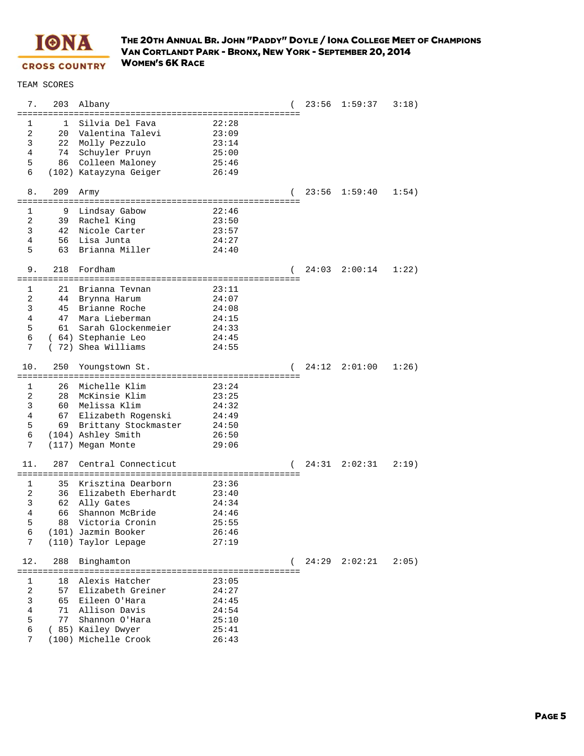# The 20th Annual Br. John "Paddy" Doyle / Iona College Meet of Champions
## Van Cortlandt Park - Bronx, New York - September 20, 2014
## Women's 6K Race

TEAM SCORES

```
  7.   203  Albany                                      (  23:56  1:59:37   3:18)
=======================================================
  1      1  Silvia Del Fava             22:28
  2     20  Valentina Talevi            23:09
  3     22  Molly Pezzulo               23:14
  4     74  Schuyler Pruyn              25:00
  5     86  Colleen Maloney             25:46
  6    (102) Katayzyna Geiger           26:49

  8.   209  Army                                        (  23:56  1:59:40   1:54)
=======================================================
  1      9  Lindsay Gabow               22:46
  2     39  Rachel King                 23:50
  3     42  Nicole Carter               23:57
  4     56  Lisa Junta                  24:27
  5     63  Brianna Miller              24:40

  9.   218  Fordham                                     (  24:03  2:00:14   1:22)
=======================================================
  1     21  Brianna Tevnan              23:11
  2     44  Brynna Harum                24:07
  3     45  Brianne Roche               24:08
  4     47  Mara Lieberman              24:15
  5     61  Sarah Glockenmeier          24:33
  6    ( 64) Stephanie Leo              24:45
  7    ( 72) Shea Williams              24:55

 10.   250  Youngstown St.                              (  24:12  2:01:00   1:26)
=======================================================
  1     26  Michelle Klim               23:24
  2     28  McKinsie Klim               23:25
  3     60  Melissa Klim                24:32
  4     67  Elizabeth Rogenski          24:49
  5     69  Brittany Stockmaster        24:50
  6    (104) Ashley Smith               26:50
  7    (117) Megan Monte                29:06

 11.   287  Central Connecticut                         (  24:31  2:02:31   2:19)
=======================================================
  1     35  Krisztina Dearborn          23:36
  2     36  Elizabeth Eberhardt         23:40
  3     62  Ally Gates                  24:34
  4     66  Shannon McBride             24:46
  5     88  Victoria Cronin             25:55
  6    (101) Jazmin Booker              26:46
  7    (110) Taylor Lepage              27:19

 12.   288  Binghamton                                  (  24:29  2:02:21   2:05)
=======================================================
  1     18  Alexis Hatcher              23:05
  2     57  Elizabeth Greiner           24:27
  3     65  Eileen O'Hara               24:45
  4     71  Allison Davis               24:54
  5     77  Shannon O'Hara              25:10
  6    ( 85) Kailey Dwyer               25:41
  7    (100) Michelle Crook             26:43
```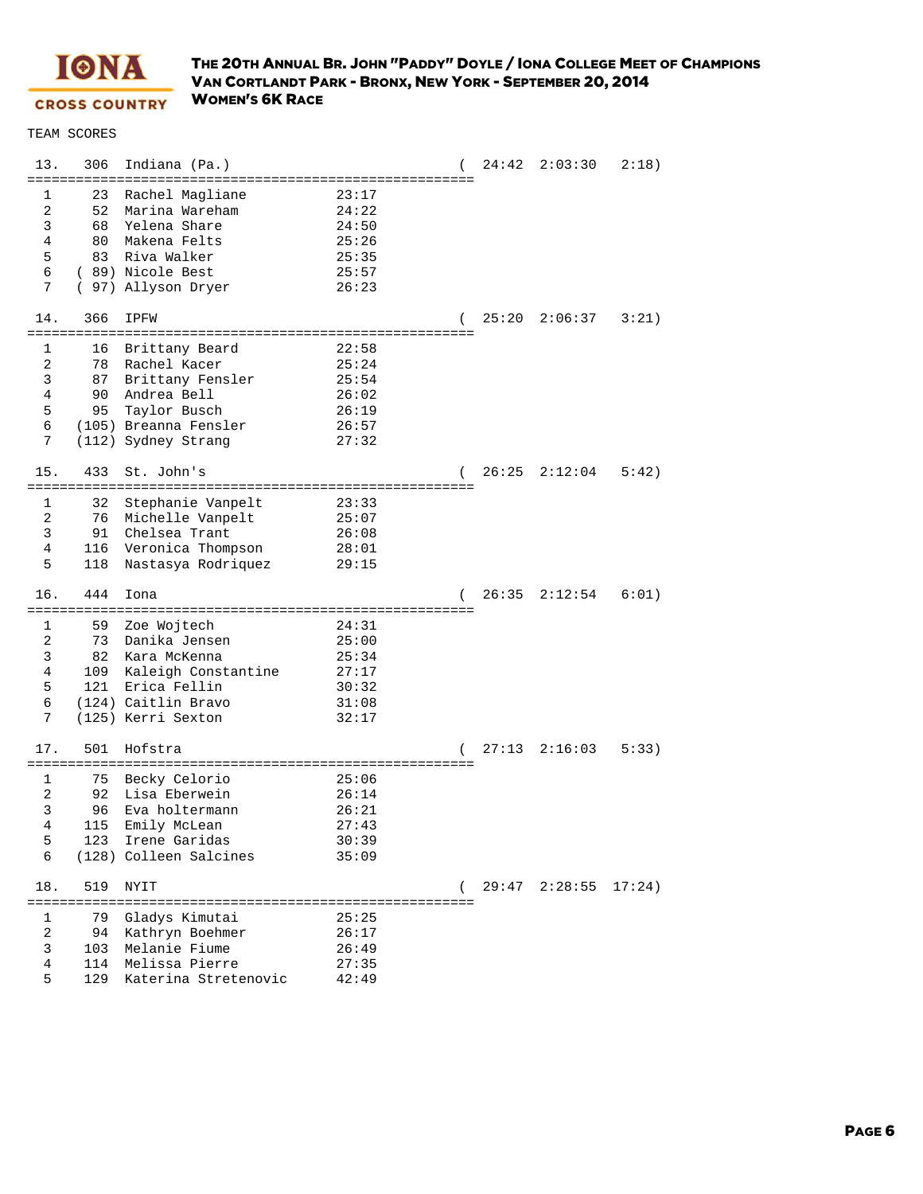# The 20th Annual Br. John "Paddy" Doyle / Iona College Meet of Champions
## Van Cortlandt Park - Bronx, New York - September 20, 2014
## Women's 6K Race

TEAM SCORES

```
 13.    306  Indiana (Pa.)                                   (  24:42  2:03:30   2:18)
=======================================================
  1      23  Rachel Magliane              23:17
  2      52  Marina Wareham               24:22
  3      68  Yelena Share                 24:50
  4      80  Makena Felts                 25:26
  5      83  Riva Walker                  25:35
  6     ( 89) Nicole Best                 25:57
  7     ( 97) Allyson Dryer               26:23

 14.    366  IPFW                                            (  25:20  2:06:37   3:21)
=======================================================
  1      16  Brittany Beard               22:58
  2      78  Rachel Kacer                 25:24
  3      87  Brittany Fensler             25:54
  4      90  Andrea Bell                  26:02
  5      95  Taylor Busch                 26:19
  6     (105) Breanna Fensler             26:57
  7     (112) Sydney Strang               27:32

 15.    433  St. John's                                      (  26:25  2:12:04   5:42)
=======================================================
  1      32  Stephanie Vanpelt            23:33
  2      76  Michelle Vanpelt             25:07
  3      91  Chelsea Trant                26:08
  4     116  Veronica Thompson            28:01
  5     118  Nastasya Rodriquez           29:15

 16.    444  Iona                                            (  26:35  2:12:54   6:01)
=======================================================
  1      59  Zoe Wojtech                  24:31
  2      73  Danika Jensen                25:00
  3      82  Kara McKenna                 25:34
  4     109  Kaleigh Constantine          27:17
  5     121  Erica Fellin                 30:32
  6     (124) Caitlin Bravo               31:08
  7     (125) Kerri Sexton                32:17

 17.    501  Hofstra                                         (  27:13  2:16:03   5:33)
=======================================================
  1      75  Becky Celorio                25:06
  2      92  Lisa Eberwein                26:14
  3      96  Eva holtermann               26:21
  4     115  Emily McLean                 27:43
  5     123  Irene Garidas                30:39
  6     (128) Colleen Salcines            35:09

 18.    519  NYIT                                            (  29:47  2:28:55  17:24)
=======================================================
  1      79  Gladys Kimutai               25:25
  2      94  Kathryn Boehmer              26:17
  3     103  Melanie Fiume                26:49
  4     114  Melissa Pierre               27:35
  5     129  Katerina Stretenovic         42:49
```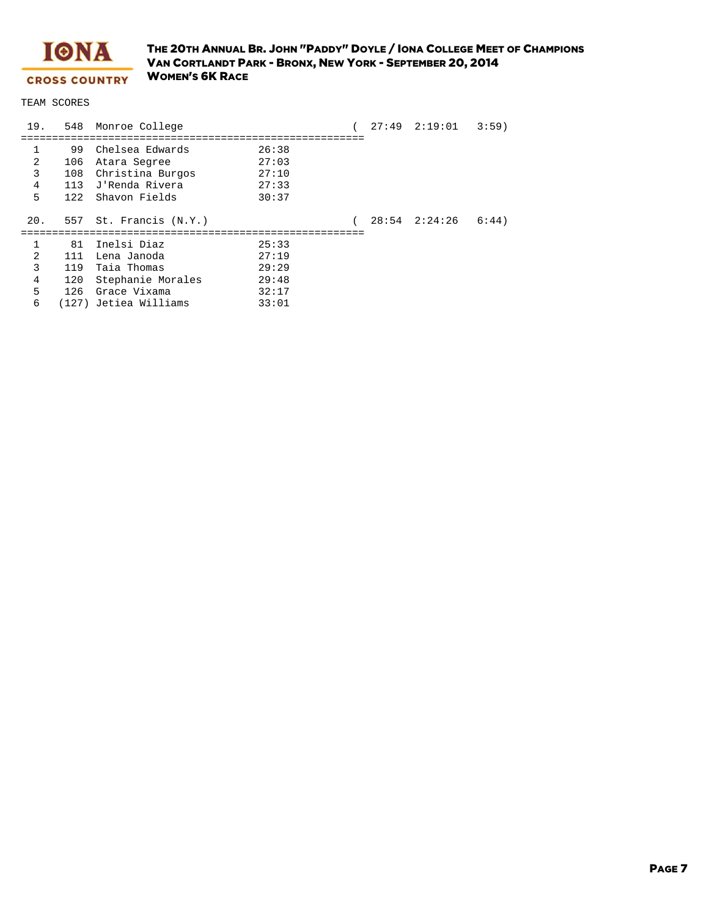# The 20th Annual Br. John "Paddy" Doyle / Iona College Meet of Champions
## Van Cortlandt Park - Bronx, New York - September 20, 2014
## Women's 6K Race

TEAM SCORES

```
 19.   548  Monroe College                                ( 27:49  2:19:01   3:59)
=======================================================
  1     99  Chelsea Edwards          26:38
  2    106  Atara Segree             27:03
  3    108  Christina Burgos         27:10
  4    113  J'Renda Rivera           27:33
  5    122  Shavon Fields            30:37

 20.   557  St. Francis (N.Y.)                            ( 28:54  2:24:26   6:44)
=======================================================
  1     81  Inelsi Diaz              25:33
  2    111  Lena Janoda              27:19
  3    119  Taia Thomas              29:29
  4    120  Stephanie Morales        29:48
  5    126  Grace Vixama             32:17
  6   (127) Jetiea Williams          33:01
```